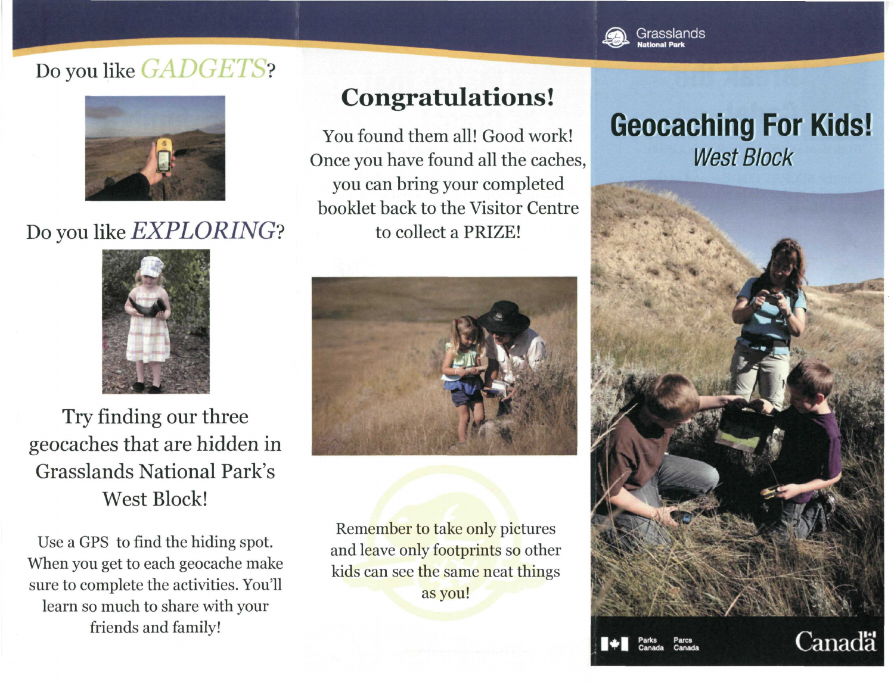Do you like *GADGETS*?

Do you like *EXPLORING*?

Try finding our three geocaches that are hidden in Grasslands National Park's West Block!

Use a GPS to find the hiding spot. When you get to each geocache make sure to complete the activities. You'll learn so much to share with your friends and family!

## Congratulations!

You found them all! Good work! Once you have found all the caches, you can bring your completed booklet back to the Visitor Centre to collect a PRIZE!

Remember to take only pictures and leave only footprints so other kids can see the same neat things as you!

Grasslands National Park

# Geocaching For Kids!

*West Block*

Parks Canada Parcs Canada

Canada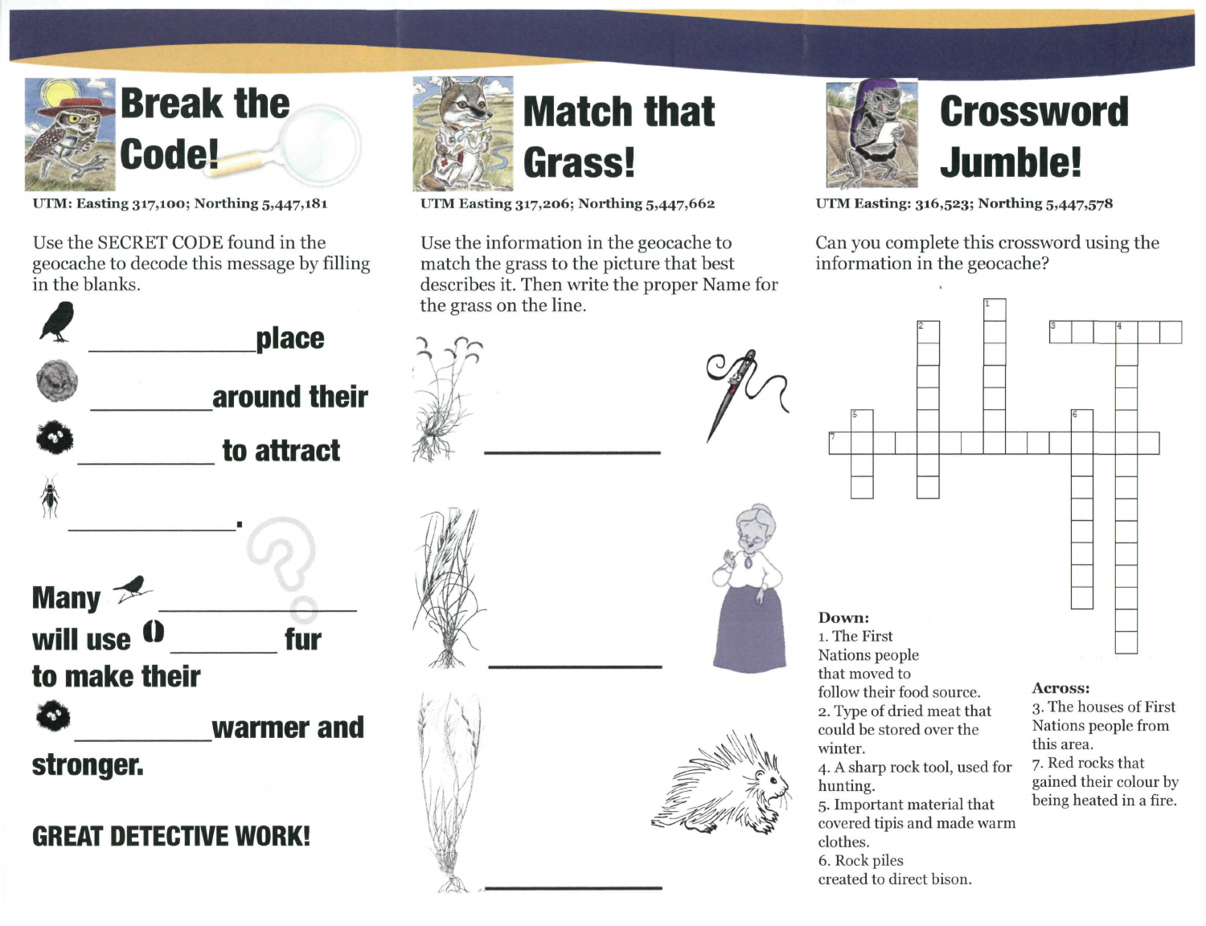# Break the Code!

UTM: Easting 317,100; Northing 5,447,181

Use the SECRET CODE found in the geocache to decode this message by filling in the blanks.

_____________ place

__________ around their

__________ to attract

_____________.

Many _______________ will use _________ fur to make their

__________ warmer and stronger.

**GREAT DETECTIVE WORK!**

# Match that Grass!

UTM Easting 317,206; Northing 5,447,662

Use the information in the geocache to match the grass to the picture that best describes it. Then write the proper Name for the grass on the line.

_______________

_______________

_______________

# Crossword Jumble!

UTM Easting: 316,523; Northing 5,447,578

Can you complete this crossword using the information in the geocache?

**Down:**

1. The First Nations people that moved to follow their food source.
2. Type of dried meat that could be stored over the winter.
4. A sharp rock tool, used for hunting.
5. Important material that covered tipis and made warm clothes.
6. Rock piles created to direct bison.

**Across:**

3. The houses of First Nations people from this area.
7. Red rocks that gained their colour by being heated in a fire.